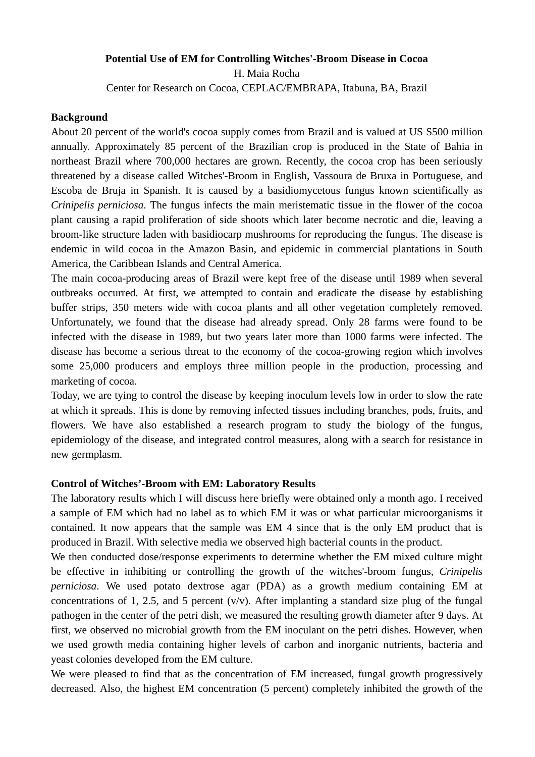**Potential Use of EM for Controlling Witches'-Broom Disease in Cocoa**

H. Maia Rocha

Center for Research on Cocoa, CEPLAC/EMBRAPA, Itabuna, BA, Brazil

## Background

About 20 percent of the world's cocoa supply comes from Brazil and is valued at US S500 million annually. Approximately 85 percent of the Brazilian crop is produced in the State of Bahia in northeast Brazil where 700,000 hectares are grown. Recently, the cocoa crop has been seriously threatened by a disease called Witches'-Broom in English, Vassoura de Bruxa in Portuguese, and Escoba de Bruja in Spanish. It is caused by a basidiomycetous fungus known scientifically as *Crinipelis perniciosa*. The fungus infects the main meristematic tissue in the flower of the cocoa plant causing a rapid proliferation of side shoots which later become necrotic and die, leaving a broom-like structure laden with basidiocarp mushrooms for reproducing the fungus. The disease is endemic in wild cocoa in the Amazon Basin, and epidemic in commercial plantations in South America, the Caribbean Islands and Central America.

The main cocoa-producing areas of Brazil were kept free of the disease until 1989 when several outbreaks occurred. At first, we attempted to contain and eradicate the disease by establishing buffer strips, 350 meters wide with cocoa plants and all other vegetation completely removed. Unfortunately, we found that the disease had already spread. Only 28 farms were found to be infected with the disease in 1989, but two years later more than 1000 farms were infected. The disease has become a serious threat to the economy of the cocoa-growing region which involves some 25,000 producers and employs three million people in the production, processing and marketing of cocoa.

Today, we are tying to control the disease by keeping inoculum levels low in order to slow the rate at which it spreads. This is done by removing infected tissues including branches, pods, fruits, and flowers. We have also established a research program to study the biology of the fungus, epidemiology of the disease, and integrated control measures, along with a search for resistance in new germplasm.

## Control of Witches'-Broom with EM: Laboratory Results

The laboratory results which I will discuss here briefly were obtained only a month ago. I received a sample of EM which had no label as to which EM it was or what particular microorganisms it contained. It now appears that the sample was EM 4 since that is the only EM product that is produced in Brazil. With selective media we observed high bacterial counts in the product.

We then conducted dose/response experiments to determine whether the EM mixed culture might be effective in inhibiting or controlling the growth of the witches'-broom fungus, *Crinipelis perniciosa*. We used potato dextrose agar (PDA) as a growth medium containing EM at concentrations of 1, 2.5, and 5 percent (v/v). After implanting a standard size plug of the fungal pathogen in the center of the petri dish, we measured the resulting growth diameter after 9 days. At first, we observed no microbial growth from the EM inoculant on the petri dishes. However, when we used growth media containing higher levels of carbon and inorganic nutrients, bacteria and yeast colonies developed from the EM culture.

We were pleased to find that as the concentration of EM increased, fungal growth progressively decreased. Also, the highest EM concentration (5 percent) completely inhibited the growth of the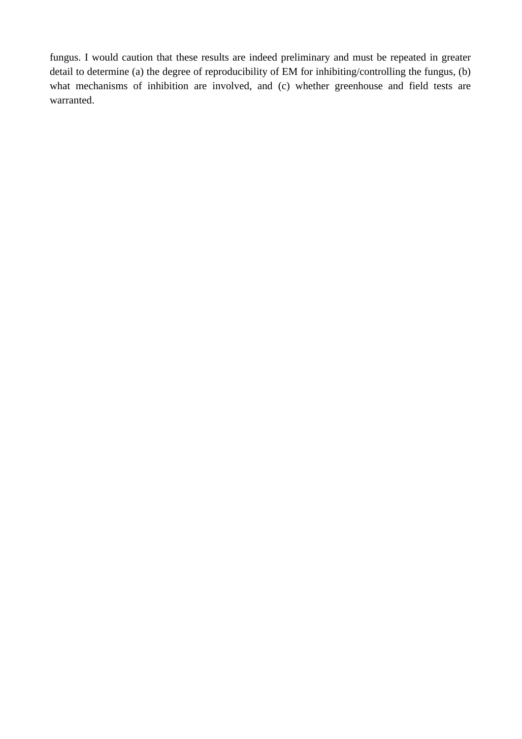fungus. I would caution that these results are indeed preliminary and must be repeated in greater detail to determine (a) the degree of reproducibility of EM for inhibiting/controlling the fungus, (b) what mechanisms of inhibition are involved, and (c) whether greenhouse and field tests are warranted.